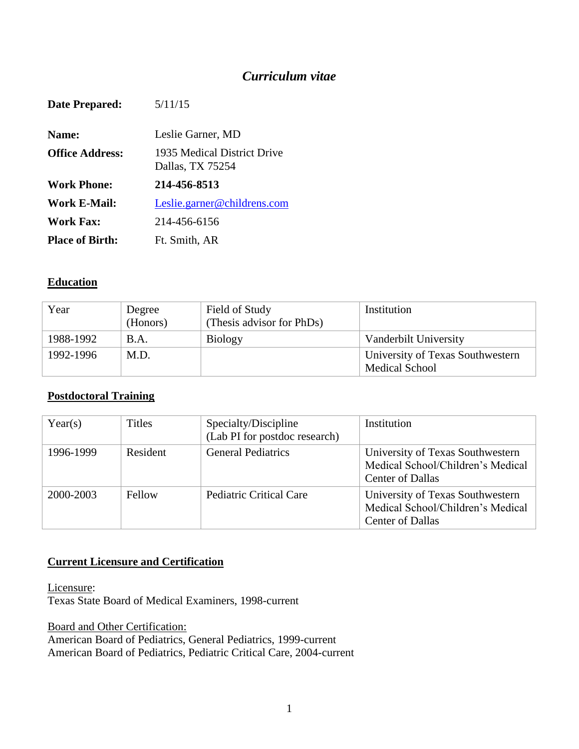# *Curriculum vitae*

**Date Prepared:** 5/11/15

**Name:** Leslie Garner, MD

**Office Address:** 1935 Medical District Drive
Dallas, TX 75254

**Work Phone:** **214-456-8513**

**Work E-Mail:** Leslie.garner@childrens.com

**Work Fax:** 214-456-6156

**Place of Birth:** Ft. Smith, AR

## Education

| Year | Degree (Honors) | Field of Study (Thesis advisor for PhDs) | Institution |
|---|---|---|---|
| 1988-1992 | B.A. | Biology | Vanderbilt University |
| 1992-1996 | M.D. | | University of Texas Southwestern Medical School |

## Postdoctoral Training

| Year(s) | Titles | Specialty/Discipline (Lab PI for postdoc research) | Institution |
|---|---|---|---|
| 1996-1999 | Resident | General Pediatrics | University of Texas Southwestern Medical School/Children's Medical Center of Dallas |
| 2000-2003 | Fellow | Pediatric Critical Care | University of Texas Southwestern Medical School/Children's Medical Center of Dallas |

## Current Licensure and Certification

Licensure:
Texas State Board of Medical Examiners, 1998-current

Board and Other Certification:
American Board of Pediatrics, General Pediatrics, 1999-current
American Board of Pediatrics, Pediatric Critical Care, 2004-current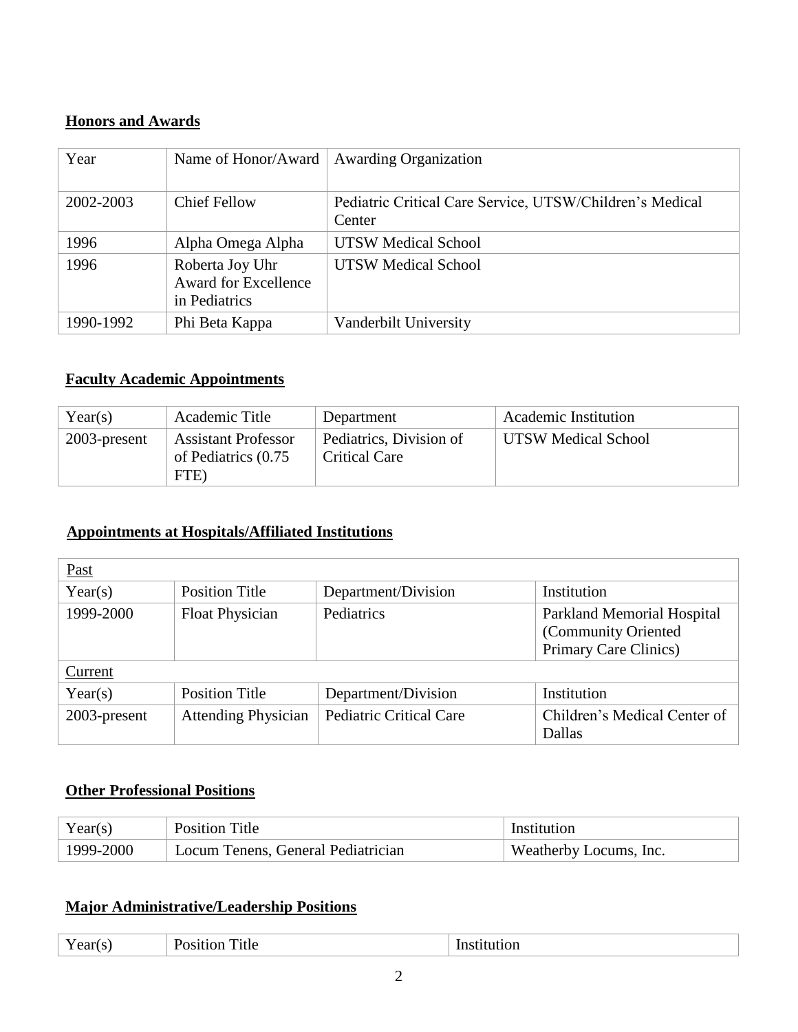**Honors and Awards**

| Year | Name of Honor/Award | Awarding Organization |
|---|---|---|
| 2002-2003 | Chief Fellow | Pediatric Critical Care Service, UTSW/Children's Medical Center |
| 1996 | Alpha Omega Alpha | UTSW Medical School |
| 1996 | Roberta Joy Uhr Award for Excellence in Pediatrics | UTSW Medical School |
| 1990-1992 | Phi Beta Kappa | Vanderbilt University |

**Faculty Academic Appointments**

| Year(s) | Academic Title | Department | Academic Institution |
|---|---|---|---|
| 2003-present | Assistant Professor of Pediatrics (0.75 FTE) | Pediatrics, Division of Critical Care | UTSW Medical School |

**Appointments at Hospitals/Affiliated Institutions**

| Past | | | |
|---|---|---|---|
| Year(s) | Position Title | Department/Division | Institution |
| 1999-2000 | Float Physician | Pediatrics | Parkland Memorial Hospital (Community Oriented Primary Care Clinics) |
| Current | | | |
| Year(s) | Position Title | Department/Division | Institution |
| 2003-present | Attending Physician | Pediatric Critical Care | Children's Medical Center of Dallas |

**Other Professional Positions**

| Year(s) | Position Title | Institution |
|---|---|---|
| 1999-2000 | Locum Tenens, General Pediatrician | Weatherby Locums, Inc. |

**Major Administrative/Leadership Positions**

| Year(s) | Position Title | Institution |
|---|---|---|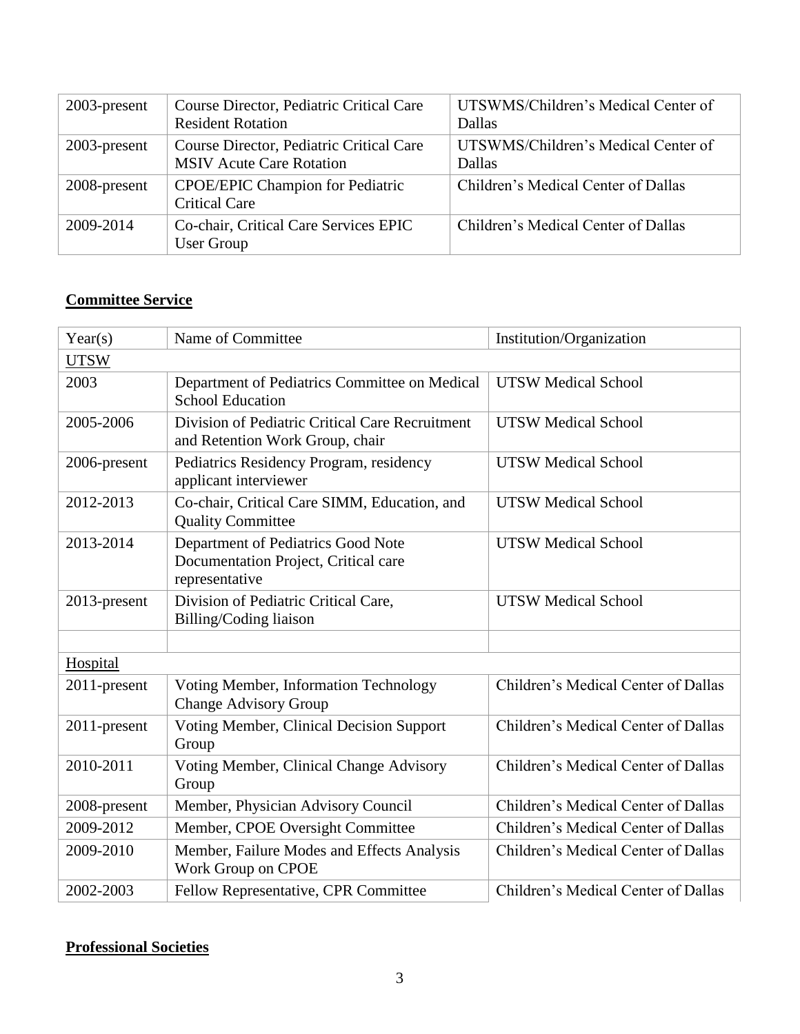| | | |
|---|---|---|
| 2003-present | Course Director, Pediatric Critical Care Resident Rotation | UTSWMS/Children's Medical Center of Dallas |
| 2003-present | Course Director, Pediatric Critical Care MSIV Acute Care Rotation | UTSWMS/Children's Medical Center of Dallas |
| 2008-present | CPOE/EPIC Champion for Pediatric Critical Care | Children's Medical Center of Dallas |
| 2009-2014 | Co-chair, Critical Care Services EPIC User Group | Children's Medical Center of Dallas |

## Committee Service

| Year(s) | Name of Committee | Institution/Organization |
|---|---|---|
| UTSW | | |
| 2003 | Department of Pediatrics Committee on Medical School Education | UTSW Medical School |
| 2005-2006 | Division of Pediatric Critical Care Recruitment and Retention Work Group, chair | UTSW Medical School |
| 2006-present | Pediatrics Residency Program, residency applicant interviewer | UTSW Medical School |
| 2012-2013 | Co-chair, Critical Care SIMM, Education, and Quality Committee | UTSW Medical School |
| 2013-2014 | Department of Pediatrics Good Note Documentation Project, Critical care representative | UTSW Medical School |
| 2013-present | Division of Pediatric Critical Care, Billing/Coding liaison | UTSW Medical School |
| | | |
| Hospital | | |
| 2011-present | Voting Member, Information Technology Change Advisory Group | Children's Medical Center of Dallas |
| 2011-present | Voting Member, Clinical Decision Support Group | Children's Medical Center of Dallas |
| 2010-2011 | Voting Member, Clinical Change Advisory Group | Children's Medical Center of Dallas |
| 2008-present | Member, Physician Advisory Council | Children's Medical Center of Dallas |
| 2009-2012 | Member, CPOE Oversight Committee | Children's Medical Center of Dallas |
| 2009-2010 | Member, Failure Modes and Effects Analysis Work Group on CPOE | Children's Medical Center of Dallas |
| 2002-2003 | Fellow Representative, CPR Committee | Children's Medical Center of Dallas |

## Professional Societies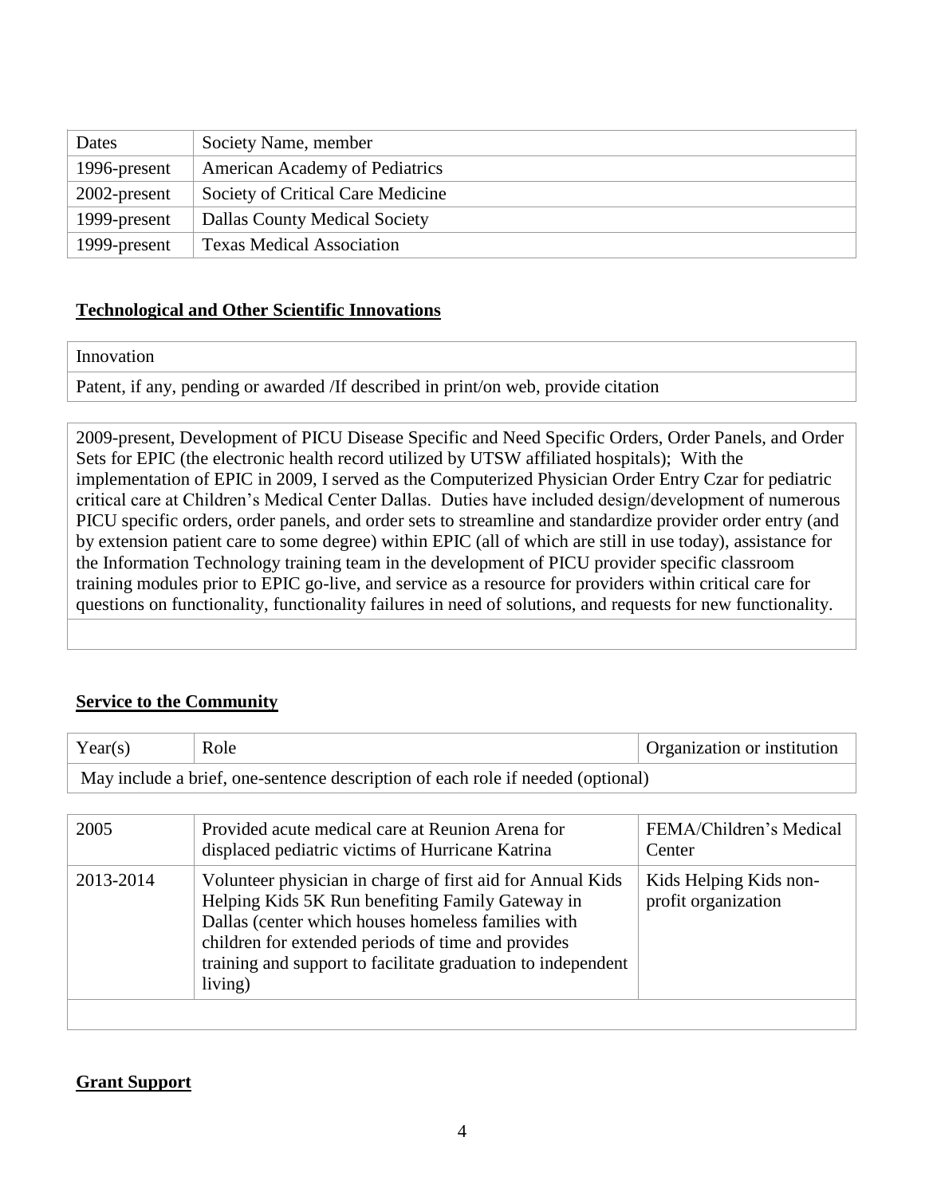| Dates | Society Name, member |
|---|---|
| 1996-present | American Academy of Pediatrics |
| 2002-present | Society of Critical Care Medicine |
| 1999-present | Dallas County Medical Society |
| 1999-present | Texas Medical Association |

## Technological and Other Scientific Innovations

| Innovation |
|---|
| Patent, if any, pending or awarded /If described in print/on web, provide citation |

| |
|---|
| 2009-present, Development of PICU Disease Specific and Need Specific Orders, Order Panels, and Order Sets for EPIC (the electronic health record utilized by UTSW affiliated hospitals); With the implementation of EPIC in 2009, I served as the Computerized Physician Order Entry Czar for pediatric critical care at Children's Medical Center Dallas. Duties have included design/development of numerous PICU specific orders, order panels, and order sets to streamline and standardize provider order entry (and by extension patient care to some degree) within EPIC (all of which are still in use today), assistance for the Information Technology training team in the development of PICU provider specific classroom training modules prior to EPIC go-live, and service as a resource for providers within critical care for questions on functionality, functionality failures in need of solutions, and requests for new functionality. |
| |

## Service to the Community

| Year(s) | Role | Organization or institution |
|---|---|---|
| May include a brief, one-sentence description of each role if needed (optional) | | |

| | | |
|---|---|---|
| 2005 | Provided acute medical care at Reunion Arena for displaced pediatric victims of Hurricane Katrina | FEMA/Children's Medical Center |
| 2013-2014 | Volunteer physician in charge of first aid for Annual Kids Helping Kids 5K Run benefiting Family Gateway in Dallas (center which houses homeless families with children for extended periods of time and provides training and support to facilitate graduation to independent living) | Kids Helping Kids non-profit organization |
| | | |

## Grant Support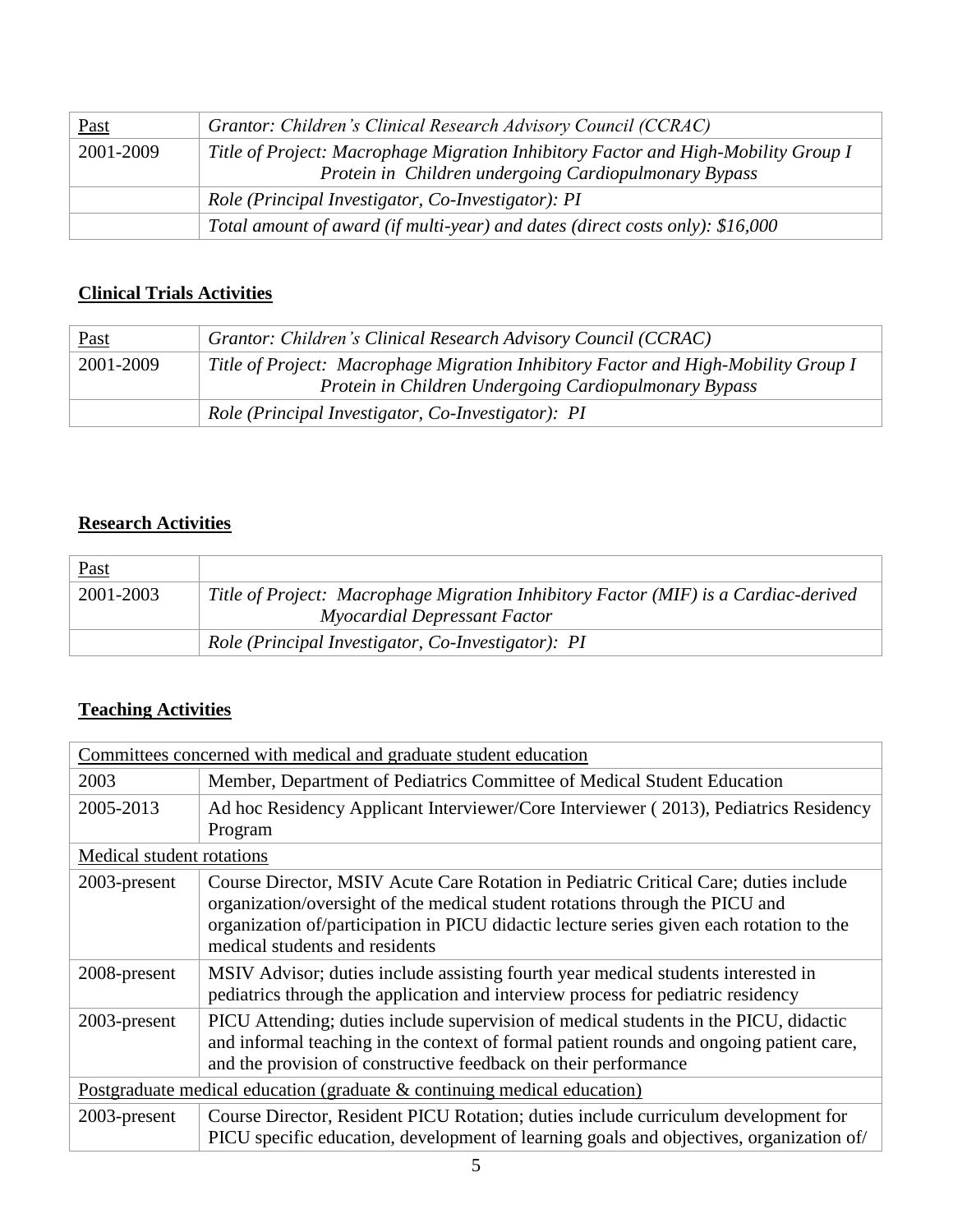| Past | *Grantor: Children's Clinical Research Advisory Council (CCRAC)* |
|---|---|
| 2001-2009 | *Title of Project: Macrophage Migration Inhibitory Factor and High-Mobility Group I Protein in Children undergoing Cardiopulmonary Bypass* |
| | *Role (Principal Investigator, Co-Investigator): PI* |
| | *Total amount of award (if multi-year) and dates (direct costs only): $16,000* |

## Clinical Trials Activities

| Past | *Grantor: Children's Clinical Research Advisory Council (CCRAC)* |
|---|---|
| 2001-2009 | *Title of Project: Macrophage Migration Inhibitory Factor and High-Mobility Group I Protein in Children Undergoing Cardiopulmonary Bypass* |
| | *Role (Principal Investigator, Co-Investigator): PI* |

## Research Activities

| Past | |
|---|---|
| 2001-2003 | *Title of Project: Macrophage Migration Inhibitory Factor (MIF) is a Cardiac-derived Myocardial Depressant Factor* |
| | *Role (Principal Investigator, Co-Investigator): PI* |

## Teaching Activities

| Committees concerned with medical and graduate student education | |
|---|---|
| 2003 | Member, Department of Pediatrics Committee of Medical Student Education |
| 2005-2013 | Ad hoc Residency Applicant Interviewer/Core Interviewer ( 2013), Pediatrics Residency Program |
| Medical student rotations | |
| 2003-present | Course Director, MSIV Acute Care Rotation in Pediatric Critical Care; duties include organization/oversight of the medical student rotations through the PICU and organization of/participation in PICU didactic lecture series given each rotation to the medical students and residents |
| 2008-present | MSIV Advisor; duties include assisting fourth year medical students interested in pediatrics through the application and interview process for pediatric residency |
| 2003-present | PICU Attending; duties include supervision of medical students in the PICU, didactic and informal teaching in the context of formal patient rounds and ongoing patient care, and the provision of constructive feedback on their performance |
| Postgraduate medical education (graduate & continuing medical education) | |
| 2003-present | Course Director, Resident PICU Rotation; duties include curriculum development for PICU specific education, development of learning goals and objectives, organization of/ |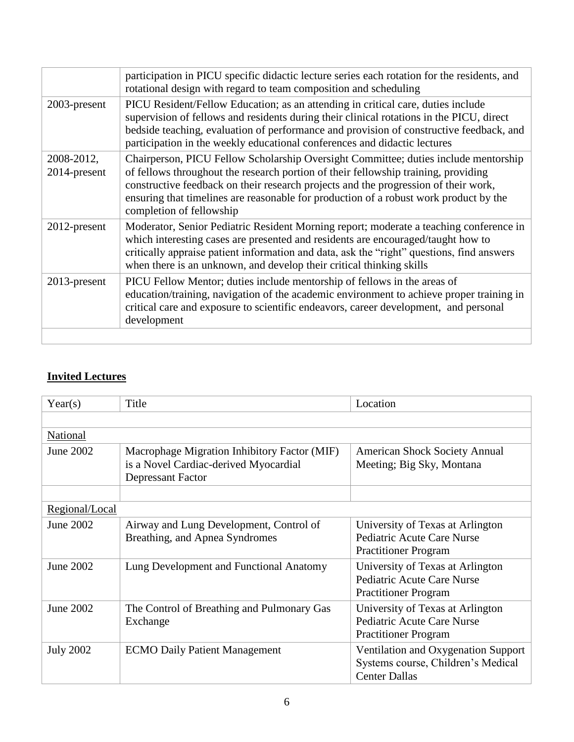| | |
|---|---|
| | participation in PICU specific didactic lecture series each rotation for the residents, and rotational design with regard to team composition and scheduling |
| 2003-present | PICU Resident/Fellow Education; as an attending in critical care, duties include supervision of fellows and residents during their clinical rotations in the PICU, direct bedside teaching, evaluation of performance and provision of constructive feedback, and participation in the weekly educational conferences and didactic lectures |
| 2008-2012, 2014-present | Chairperson, PICU Fellow Scholarship Oversight Committee; duties include mentorship of fellows throughout the research portion of their fellowship training, providing constructive feedback on their research projects and the progression of their work, ensuring that timelines are reasonable for production of a robust work product by the completion of fellowship |
| 2012-present | Moderator, Senior Pediatric Resident Morning report; moderate a teaching conference in which interesting cases are presented and residents are encouraged/taught how to critically appraise patient information and data, ask the "right" questions, find answers when there is an unknown, and develop their critical thinking skills |
| 2013-present | PICU Fellow Mentor; duties include mentorship of fellows in the areas of education/training, navigation of the academic environment to achieve proper training in critical care and exposure to scientific endeavors, career development, and personal development |
| | |

## Invited Lectures

| Year(s) | Title | Location |
|---|---|---|
| | | |
| National | | |
| June 2002 | Macrophage Migration Inhibitory Factor (MIF) is a Novel Cardiac-derived Myocardial Depressant Factor | American Shock Society Annual Meeting; Big Sky, Montana |
| | | |
| Regional/Local | | |
| June 2002 | Airway and Lung Development, Control of Breathing, and Apnea Syndromes | University of Texas at Arlington Pediatric Acute Care Nurse Practitioner Program |
| June 2002 | Lung Development and Functional Anatomy | University of Texas at Arlington Pediatric Acute Care Nurse Practitioner Program |
| June 2002 | The Control of Breathing and Pulmonary Gas Exchange | University of Texas at Arlington Pediatric Acute Care Nurse Practitioner Program |
| July 2002 | ECMO Daily Patient Management | Ventilation and Oxygenation Support Systems course, Children's Medical Center Dallas |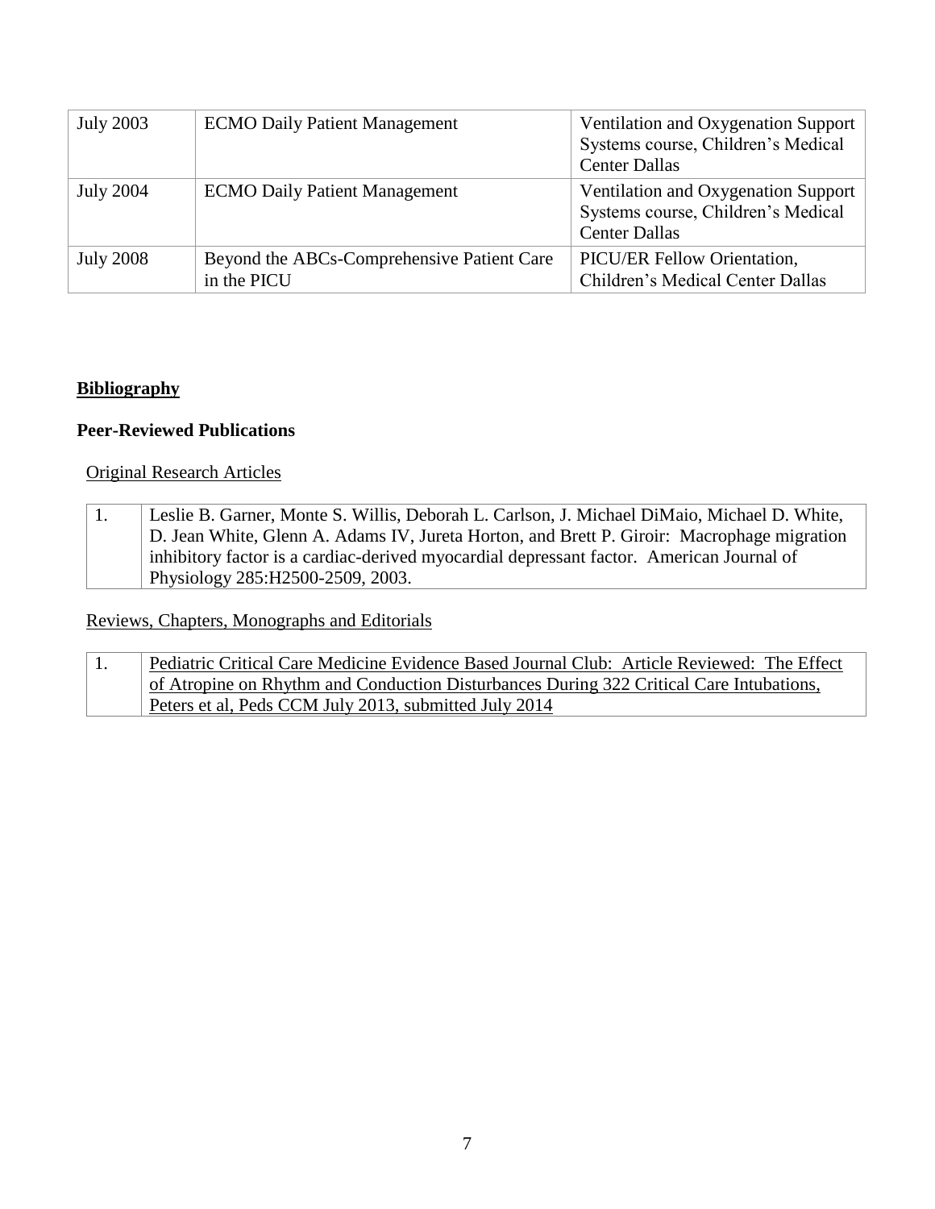| | | |
|---|---|---|
| July 2003 | ECMO Daily Patient Management | Ventilation and Oxygenation Support Systems course, Children's Medical Center Dallas |
| July 2004 | ECMO Daily Patient Management | Ventilation and Oxygenation Support Systems course, Children's Medical Center Dallas |
| July 2008 | Beyond the ABCs-Comprehensive Patient Care in the PICU | PICU/ER Fellow Orientation, Children's Medical Center Dallas |

## Bibliography

### Peer-Reviewed Publications

Original Research Articles

| | |
|---|---|
| 1. | Leslie B. Garner, Monte S. Willis, Deborah L. Carlson, J. Michael DiMaio, Michael D. White, D. Jean White, Glenn A. Adams IV, Jureta Horton, and Brett P. Giroir: Macrophage migration inhibitory factor is a cardiac-derived myocardial depressant factor. American Journal of Physiology 285:H2500-2509, 2003. |

Reviews, Chapters, Monographs and Editorials

| | |
|---|---|
| 1. | Pediatric Critical Care Medicine Evidence Based Journal Club: Article Reviewed: The Effect of Atropine on Rhythm and Conduction Disturbances During 322 Critical Care Intubations, Peters et al, Peds CCM July 2013, submitted July 2014 |